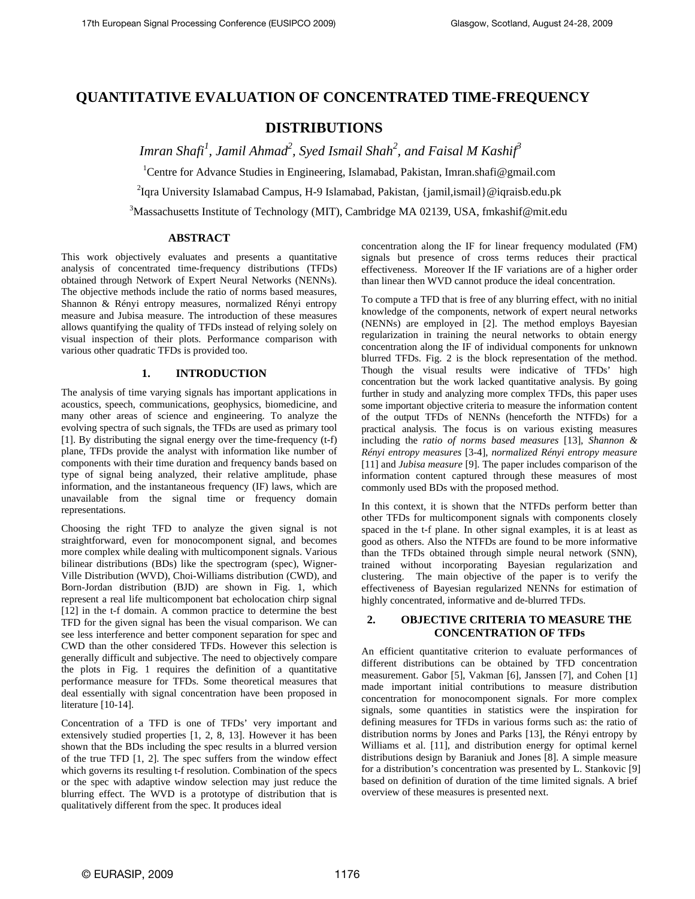# QUANTITATIVE EVALUATION OF CONCENTRATED TIME-FREQUENCY DISTRIBUTIONS

*Imran Shafi[1], Jamil Ahmad[2], Syed Ismail Shah[2], and Faisal M Kashif[3]*

[1]Centre for Advance Studies in Engineering, Islamabad, Pakistan, Imran.shafi@gmail.com

[2]Iqra University Islamabad Campus, H-9 Islamabad, Pakistan, {jamil,ismail}@iqraisb.edu.pk

[3]Massachusetts Institute of Technology (MIT), Cambridge MA 02139, USA, fmkashif@mit.edu

## ABSTRACT

This work objectively evaluates and presents a quantitative analysis of concentrated time-frequency distributions (TFDs) obtained through Network of Expert Neural Networks (NENNs). The objective methods include the ratio of norms based measures, Shannon & Rényi entropy measures, normalized Rényi entropy measure and Jubisa measure. The introduction of these measures allows quantifying the quality of TFDs instead of relying solely on visual inspection of their plots. Performance comparison with various other quadratic TFDs is provided too.

## 1. INTRODUCTION

The analysis of time varying signals has important applications in acoustics, speech, communications, geophysics, biomedicine, and many other areas of science and engineering. To analyze the evolving spectra of such signals, the TFDs are used as primary tool [1]. By distributing the signal energy over the time-frequency (t-f) plane, TFDs provide the analyst with information like number of components with their time duration and frequency bands based on type of signal being analyzed, their relative amplitude, phase information, and the instantaneous frequency (IF) laws, which are unavailable from the signal time or frequency domain representations.

Choosing the right TFD to analyze the given signal is not straightforward, even for monocomponent signal, and becomes more complex while dealing with multicomponent signals. Various bilinear distributions (BDs) like the spectrogram (spec), Wigner-Ville Distribution (WVD), Choi-Williams distribution (CWD), and Born-Jordan distribution (BJD) are shown in Fig. 1, which represent a real life multicomponent bat echolocation chirp signal [12] in the t-f domain. A common practice to determine the best TFD for the given signal has been the visual comparison. We can see less interference and better component separation for spec and CWD than the other considered TFDs. However this selection is generally difficult and subjective. The need to objectively compare the plots in Fig. 1 requires the definition of a quantitative performance measure for TFDs. Some theoretical measures that deal essentially with signal concentration have been proposed in literature [10-14].

Concentration of a TFD is one of TFDs' very important and extensively studied properties [1, 2, 8, 13]. However it has been shown that the BDs including the spec results in a blurred version of the true TFD [1, 2]. The spec suffers from the window effect which governs its resulting t-f resolution. Combination of the specs or the spec with adaptive window selection may just reduce the blurring effect. The WVD is a prototype of distribution that is qualitatively different from the spec. It produces ideal concentration along the IF for linear frequency modulated (FM) signals but presence of cross terms reduces their practical effectiveness. Moreover If the IF variations are of a higher order than linear then WVD cannot produce the ideal concentration.

To compute a TFD that is free of any blurring effect, with no initial knowledge of the components, network of expert neural networks (NENNs) are employed in [2]. The method employs Bayesian regularization in training the neural networks to obtain energy concentration along the IF of individual components for unknown blurred TFDs. Fig. 2 is the block representation of the method. Though the visual results were indicative of TFDs' high concentration but the work lacked quantitative analysis. By going further in study and analyzing more complex TFDs, this paper uses some important objective criteria to measure the information content of the output TFDs of NENNs (henceforth the NTFDs) for a practical analysis. The focus is on various existing measures including the *ratio of norms based measures* [13], *Shannon & Rényi entropy measures* [3-4], *normalized Rényi entropy measure* [11] and *Jubisa measure* [9]. The paper includes comparison of the information content captured through these measures of most commonly used BDs with the proposed method.

In this context, it is shown that the NTFDs perform better than other TFDs for multicomponent signals with components closely spaced in the t-f plane. In other signal examples, it is at least as good as others. Also the NTFDs are found to be more informative than the TFDs obtained through simple neural network (SNN), trained without incorporating Bayesian regularization and clustering. The main objective of the paper is to verify the effectiveness of Bayesian regularized NENNs for estimation of highly concentrated, informative and de-blurred TFDs.

## 2. OBJECTIVE CRITERIA TO MEASURE THE CONCENTRATION OF TFDs

An efficient quantitative criterion to evaluate performances of different distributions can be obtained by TFD concentration measurement. Gabor [5], Vakman [6], Janssen [7], and Cohen [1] made important initial contributions to measure distribution concentration for monocomponent signals. For more complex signals, some quantities in statistics were the inspiration for defining measures for TFDs in various forms such as: the ratio of distribution norms by Jones and Parks [13], the Rényi entropy by Williams et al. [11], and distribution energy for optimal kernel distributions design by Baraniuk and Jones [8]. A simple measure for a distribution's concentration was presented by L. Stankovic [9] based on definition of duration of the time limited signals. A brief overview of these measures is presented next.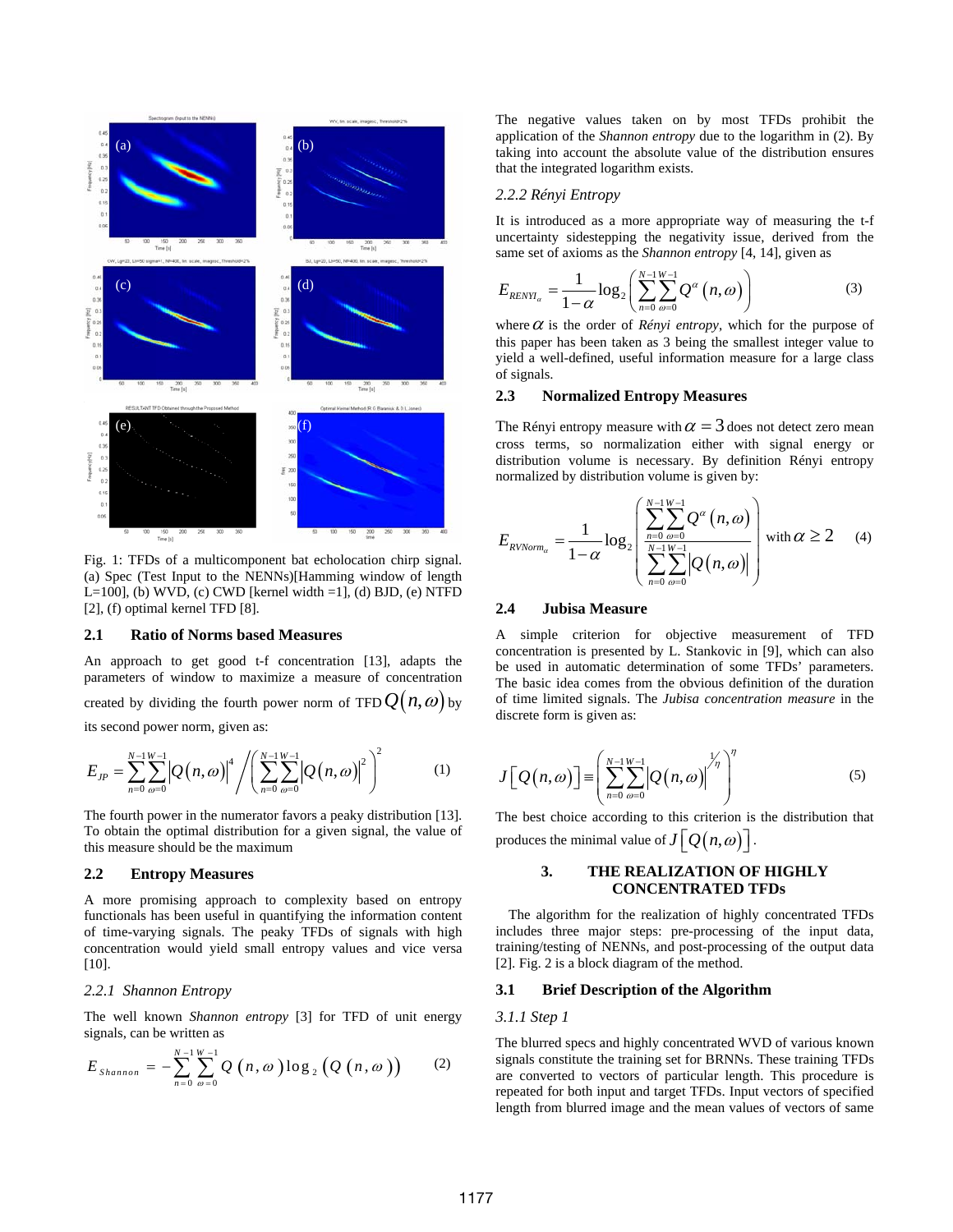Fig. 1: TFDs of a multicomponent bat echolocation chirp signal. (a) Spec (Test Input to the NENNs)[Hamming window of length L=100], (b) WVD, (c) CWD [kernel width =1], (d) BJD, (e) NTFD [2], (f) optimal kernel TFD [8].

### 2.1 Ratio of Norms based Measures

An approach to get good t-f concentration [13], adapts the parameters of window to maximize a measure of concentration created by dividing the fourth power norm of TFD $Q(n,\omega)$ by its second power norm, given as:

$$E_{JP} = \sum_{n=0}^{N-1}\sum_{\omega=0}^{W-1}\left|Q(n,\omega)\right|^4 \Bigg/ \left(\sum_{n=0}^{N-1}\sum_{\omega=0}^{W-1}\left|Q(n,\omega)\right|^2\right)^2 \qquad (1)$$

The fourth power in the numerator favors a peaky distribution [13]. To obtain the optimal distribution for a given signal, the value of this measure should be the maximum

### 2.2 Entropy Measures

A more promising approach to complexity based on entropy functionals has been useful in quantifying the information content of time-varying signals. The peaky TFDs of signals with high concentration would yield small entropy values and vice versa [10].

*2.2.1 Shannon Entropy*

The well known *Shannon entropy* [3] for TFD of unit energy signals, can be written as

$$E_{Shannon} = -\sum_{n=0}^{N-1}\sum_{\omega=0}^{W-1} Q(n,\omega)\log_2\left(Q(n,\omega)\right) \qquad (2)$$

The negative values taken on by most TFDs prohibit the application of the *Shannon entropy* due to the logarithm in (2). By taking into account the absolute value of the distribution ensures that the integrated logarithm exists.

*2.2.2 Rényi Entropy*

It is introduced as a more appropriate way of measuring the t-f uncertainty sidestepping the negativity issue, derived from the same set of axioms as the *Shannon entropy* [4, 14], given as

$$E_{RENYI_\alpha} = \frac{1}{1-\alpha}\log_2\left(\sum_{n=0}^{N-1}\sum_{\omega=0}^{W-1} Q^\alpha(n,\omega)\right) \qquad (3)$$

where $\alpha$ is the order of *Rényi entropy*, which for the purpose of this paper has been taken as 3 being the smallest integer value to yield a well-defined, useful information measure for a large class of signals.

### 2.3 Normalized Entropy Measures

The Rényi entropy measure with $\alpha = 3$ does not detect zero mean cross terms, so normalization either with signal energy or distribution volume is necessary. By definition Rényi entropy normalized by distribution volume is given by:

$$E_{RVNorm_\alpha} = \frac{1}{1-\alpha}\log_2\left(\frac{\sum_{n=0}^{N-1}\sum_{\omega=0}^{W-1} Q^\alpha(n,\omega)}{\sum_{n=0}^{N-1}\sum_{\omega=0}^{W-1}\left|Q(n,\omega)\right|}\right) \text{ with } \alpha \geq 2 \qquad (4)$$

### 2.4 Jubisa Measure

A simple criterion for objective measurement of TFD concentration is presented by L. Stankovic in [9], which can also be used in automatic determination of some TFDs' parameters. The basic idea comes from the obvious definition of the duration of time limited signals. The *Jubisa concentration measure* in the discrete form is given as:

$$J\left[Q(n,\omega)\right] \equiv \left(\sum_{n=0}^{N-1}\sum_{\omega=0}^{W-1}\left|Q(n,\omega)\right|^{1/\eta}\right)^\eta \qquad (5)$$

The best choice according to this criterion is the distribution that produces the minimal value of $J\left[Q(n,\omega)\right]$.

## 3. THE REALIZATION OF HIGHLY CONCENTRATED TFDs

The algorithm for the realization of highly concentrated TFDs includes three major steps: pre-processing of the input data, training/testing of NENNs, and post-processing of the output data [2]. Fig. 2 is a block diagram of the method.

### 3.1 Brief Description of the Algorithm

*3.1.1 Step 1*

The blurred specs and highly concentrated WVD of various known signals constitute the training set for BRNNs. These training TFDs are converted to vectors of particular length. This procedure is repeated for both input and target TFDs. Input vectors of specified length from blurred image and the mean values of vectors of same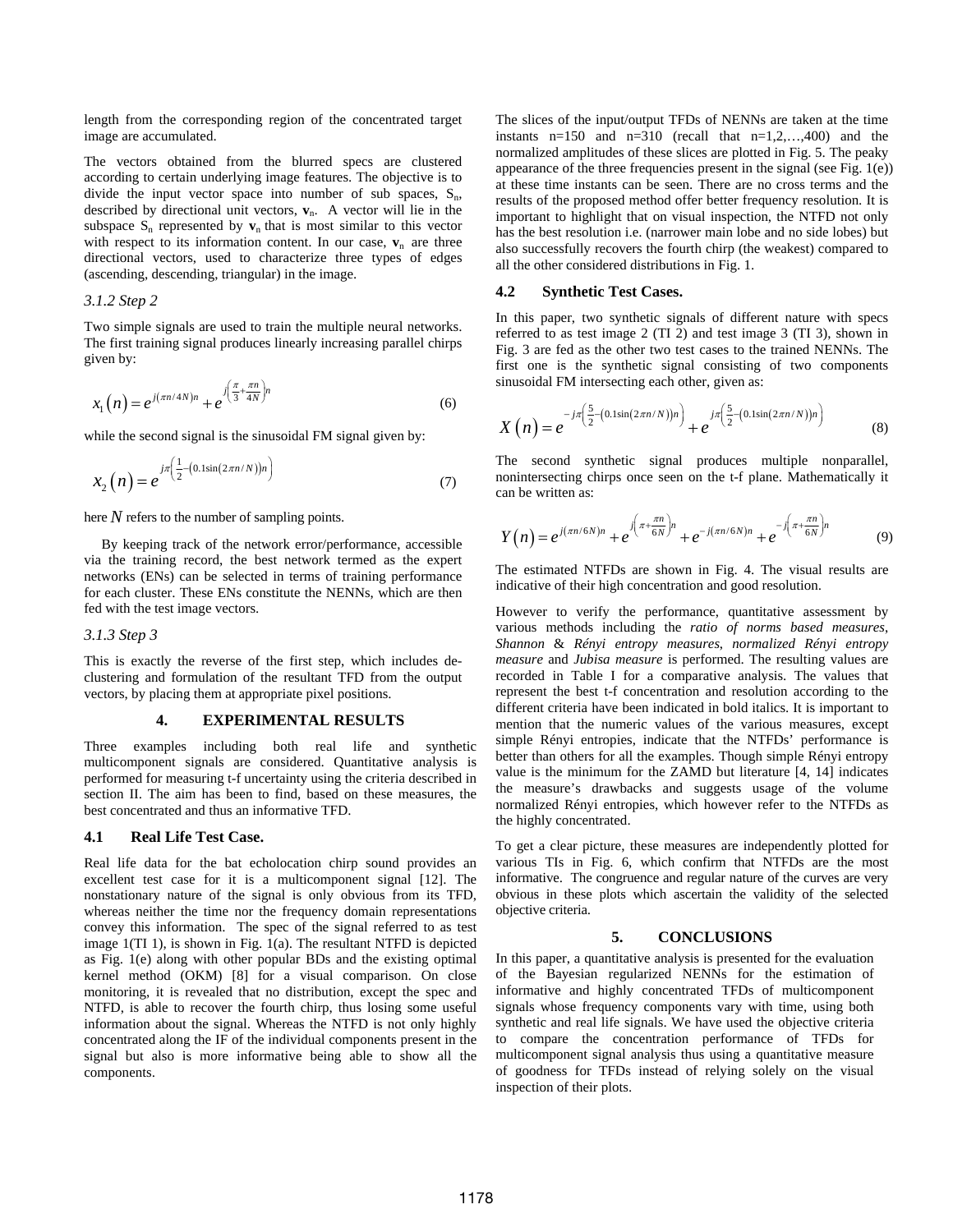length from the corresponding region of the concentrated target image are accumulated.

The vectors obtained from the blurred specs are clustered according to certain underlying image features. The objective is to divide the input vector space into number of sub spaces, $S_n$, described by directional unit vectors, $\mathbf{v}_n$. A vector will lie in the subspace $S_n$ represented by $\mathbf{v}_n$ that is most similar to this vector with respect to its information content. In our case, $\mathbf{v}_n$ are three directional vectors, used to characterize three types of edges (ascending, descending, triangular) in the image.

### *3.1.2 Step 2*

Two simple signals are used to train the multiple neural networks. The first training signal produces linearly increasing parallel chirps given by:

$$x_1(n) = e^{j(\pi n/4N)n} + e^{j\left(\frac{\pi}{3}+\frac{\pi n}{4N}\right)n} \tag{6}$$

while the second signal is the sinusoidal FM signal given by:

$$x_2(n) = e^{j\pi\left(\frac{1}{2}-\left(0.1\sin(2\pi n/N)\right)n\right)} \tag{7}$$

here $N$ refers to the number of sampling points.

By keeping track of the network error/performance, accessible via the training record, the best network termed as the expert networks (ENs) can be selected in terms of training performance for each cluster. These ENs constitute the NENNs, which are then fed with the test image vectors.

### *3.1.3 Step 3*

This is exactly the reverse of the first step, which includes de-clustering and formulation of the resultant TFD from the output vectors, by placing them at appropriate pixel positions.

## 4. EXPERIMENTAL RESULTS

Three examples including both real life and synthetic multicomponent signals are considered. Quantitative analysis is performed for measuring t-f uncertainty using the criteria described in section II. The aim has been to find, based on these measures, the best concentrated and thus an informative TFD.

### 4.1 Real Life Test Case.

Real life data for the bat echolocation chirp sound provides an excellent test case for it is a multicomponent signal [12]. The nonstationary nature of the signal is only obvious from its TFD, whereas neither the time nor the frequency domain representations convey this information. The spec of the signal referred to as test image 1(TI 1), is shown in Fig. 1(a). The resultant NTFD is depicted as Fig. 1(e) along with other popular BDs and the existing optimal kernel method (OKM) [8] for a visual comparison. On close monitoring, it is revealed that no distribution, except the spec and NTFD, is able to recover the fourth chirp, thus losing some useful information about the signal. Whereas the NTFD is not only highly concentrated along the IF of the individual components present in the signal but also is more informative being able to show all the components.

The slices of the input/output TFDs of NENNs are taken at the time instants n=150 and n=310 (recall that n=1,2,…,400) and the normalized amplitudes of these slices are plotted in Fig. 5. The peaky appearance of the three frequencies present in the signal (see Fig. 1(e)) at these time instants can be seen. There are no cross terms and the results of the proposed method offer better frequency resolution. It is important to highlight that on visual inspection, the NTFD not only has the best resolution i.e. (narrower main lobe and no side lobes) but also successfully recovers the fourth chirp (the weakest) compared to all the other considered distributions in Fig. 1.

### 4.2 Synthetic Test Cases.

In this paper, two synthetic signals of different nature with specs referred to as test image 2 (TI 2) and test image 3 (TI 3), shown in Fig. 3 are fed as the other two test cases to the trained NENNs. The first one is the synthetic signal consisting of two components sinusoidal FM intersecting each other, given as:

$$X(n) = e^{-j\pi\left(\frac{5}{2}-\left(0.1\sin(2\pi n/N)\right)n\right)} + e^{j\pi\left(\frac{5}{2}-\left(0.1\sin(2\pi n/N)\right)n\right)} \tag{8}$$

The second synthetic signal produces multiple nonparallel, nonintersecting chirps once seen on the t-f plane. Mathematically it can be written as:

$$Y(n) = e^{j(\pi n/6N)n} + e^{j\left(\pi+\frac{\pi n}{6N}\right)n} + e^{-j(\pi n/6N)n} + e^{-j\left(\pi+\frac{\pi n}{6N}\right)n} \tag{9}$$

The estimated NTFDs are shown in Fig. 4. The visual results are indicative of their high concentration and good resolution.

However to verify the performance, quantitative assessment by various methods including the *ratio of norms based measures*, *Shannon* & *Rényi entropy measures*, *normalized Rényi entropy measure* and *Jubisa measure* is performed. The resulting values are recorded in Table I for a comparative analysis. The values that represent the best t-f concentration and resolution according to the different criteria have been indicated in bold italics. It is important to mention that the numeric values of the various measures, except simple Rényi entropies, indicate that the NTFDs' performance is better than others for all the examples. Though simple Rényi entropy value is the minimum for the ZAMD but literature [4, 14] indicates the measure's drawbacks and suggests usage of the volume normalized Rényi entropies, which however refer to the NTFDs as the highly concentrated.

To get a clear picture, these measures are independently plotted for various TIs in Fig. 6, which confirm that NTFDs are the most informative. The congruence and regular nature of the curves are very obvious in these plots which ascertain the validity of the selected objective criteria.

## 5. CONCLUSIONS

In this paper, a quantitative analysis is presented for the evaluation of the Bayesian regularized NENNs for the estimation of informative and highly concentrated TFDs of multicomponent signals whose frequency components vary with time, using both synthetic and real life signals. We have used the objective criteria to compare the concentration performance of TFDs for multicomponent signal analysis thus using a quantitative measure of goodness for TFDs instead of relying solely on the visual inspection of their plots.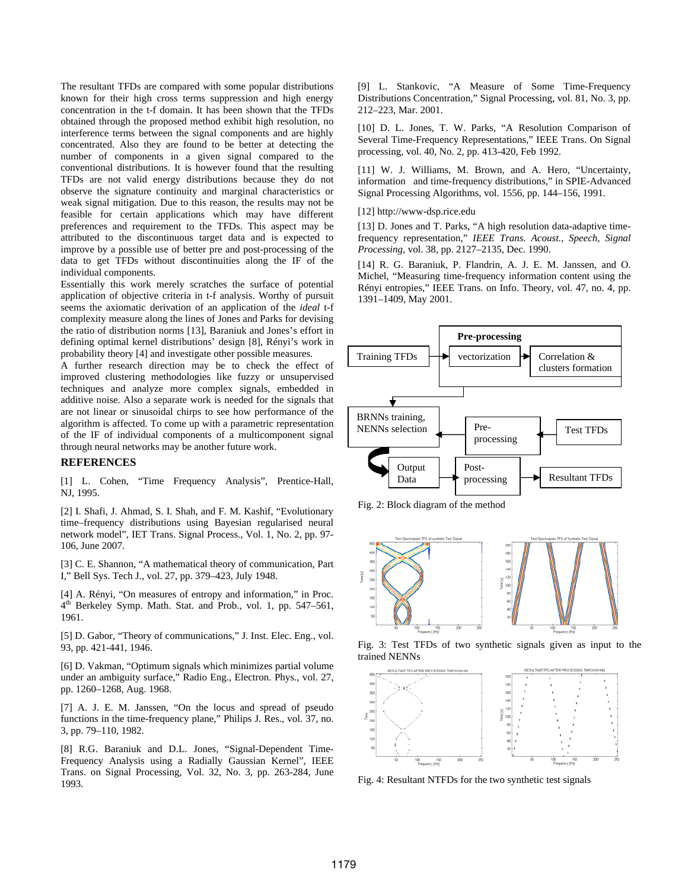The resultant TFDs are compared with some popular distributions known for their high cross terms suppression and high energy concentration in the t-f domain. It has been shown that the TFDs obtained through the proposed method exhibit high resolution, no interference terms between the signal components and are highly concentrated. Also they are found to be better at detecting the number of components in a given signal compared to the conventional distributions. It is however found that the resulting TFDs are not valid energy distributions because they do not observe the signature continuity and marginal characteristics or weak signal mitigation. Due to this reason, the results may not be feasible for certain applications which may have different preferences and requirement to the TFDs. This aspect may be attributed to the discontinuous target data and is expected to improve by a possible use of better pre and post-processing of the data to get TFDs without discontinuities along the IF of the individual components.

Essentially this work merely scratches the surface of potential application of objective criteria in t-f analysis. Worthy of pursuit seems the axiomatic derivation of an application of the *ideal* t-f complexity measure along the lines of Jones and Parks for devising the ratio of distribution norms [13], Baraniuk and Jones's effort in defining optimal kernel distributions' design [8], Rényi's work in probability theory [4] and investigate other possible measures.

A further research direction may be to check the effect of improved clustering methodologies like fuzzy or unsupervised techniques and analyze more complex signals, embedded in additive noise. Also a separate work is needed for the signals that are not linear or sinusoidal chirps to see how performance of the algorithm is affected. To come up with a parametric representation of the IF of individual components of a multicomponent signal through neural networks may be another future work.

## REFERENCES

[1] L. Cohen, "Time Frequency Analysis", Prentice-Hall, NJ, 1995.

[2] I. Shafi, J. Ahmad, S. I. Shah, and F. M. Kashif, "Evolutionary time–frequency distributions using Bayesian regularised neural network model", IET Trans. Signal Process., Vol. 1, No. 2, pp. 97-106, June 2007.

[3] C. E. Shannon, "A mathematical theory of communication, Part I," Bell Sys. Tech J., vol. 27, pp. 379–423, July 1948.

[4] A. Rényi, "On measures of entropy and information," in Proc. 4th Berkeley Symp. Math. Stat. and Prob., vol. 1, pp. 547–561, 1961.

[5] D. Gabor, "Theory of communications," J. Inst. Elec. Eng., vol. 93, pp. 421-441, 1946.

[6] D. Vakman, "Optimum signals which minimizes partial volume under an ambiguity surface," Radio Eng., Electron. Phys., vol. 27, pp. 1260–1268, Aug. 1968.

[7] A. J. E. M. Janssen, "On the locus and spread of pseudo functions in the time-frequency plane," Philips J. Res., vol. 37, no. 3, pp. 79–110, 1982.

[8] R.G. Baraniuk and D.L. Jones, "Signal-Dependent Time-Frequency Analysis using a Radially Gaussian Kernel", IEEE Trans. on Signal Processing, Vol. 32, No. 3, pp. 263-284, June 1993.

[9] L. Stankovic, "A Measure of Some Time-Frequency Distributions Concentration," Signal Processing, vol. 81, No. 3, pp. 212–223, Mar. 2001.

[10] D. L. Jones, T. W. Parks, "A Resolution Comparison of Several Time-Frequency Representations," IEEE Trans. On Signal processing, vol. 40, No. 2, pp. 413-420, Feb 1992.

[11] W. J. Williams, M. Brown, and A. Hero, "Uncertainty, information and time-frequency distributions," in SPIE-Advanced Signal Processing Algorithms, vol. 1556, pp. 144–156, 1991.

[12] http://www-dsp.rice.edu

[13] D. Jones and T. Parks, "A high resolution data-adaptive time-frequency representation," *IEEE Trans. Acoust., Speech, Signal Processing*, vol. 38, pp. 2127–2135, Dec. 1990.

[14] R. G. Baraniuk, P. Flandrin, A. J. E. M. Janssen, and O. Michel, "Measuring time-frequency information content using the Rényi entropies," IEEE Trans. on Info. Theory, vol. 47, no. 4, pp. 1391–1409, May 2001.

Fig. 2: Block diagram of the method

Fig. 3: Test TFDs of two synthetic signals given as input to the trained NENNs

Fig. 4: Resultant NTFDs for the two synthetic test signals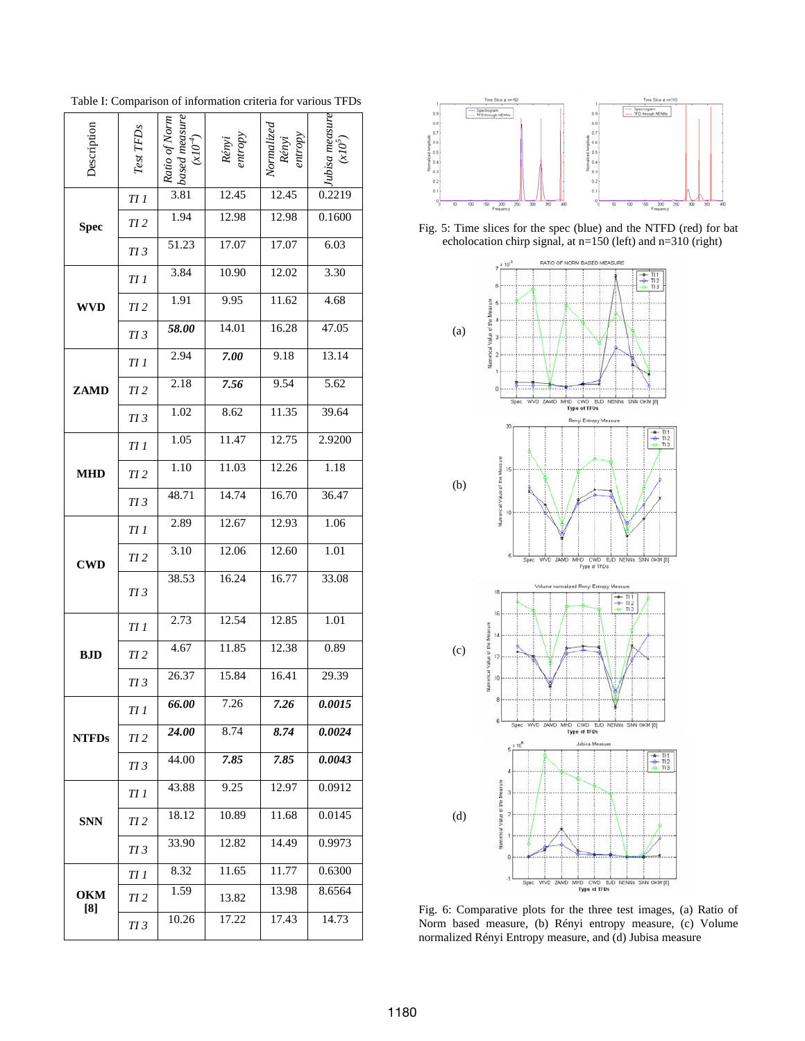Table I: Comparison of information criteria for various TFDs

| Description | Test TFDs | Ratio of Norm based measure $(x10^{-4})$ | Rényi entropy | Normalized Rényi entropy | Jubisa measure $(x10^{5})$ |
|---|---|---|---|---|---|
| **Spec** | *TI 1* | 3.81 | 12.45 | 12.45 | 0.2219 |
| | *TI 2* | 1.94 | 12.98 | 12.98 | 0.1600 |
| | *TI 3* | 51.23 | 17.07 | 17.07 | 6.03 |
| **WVD** | *TI 1* | 3.84 | 10.90 | 12.02 | 3.30 |
| | *TI 2* | 1.91 | 9.95 | 11.62 | 4.68 |
| | *TI 3* | ***58.00*** | 14.01 | 16.28 | 47.05 |
| **ZAMD** | *TI 1* | 2.94 | ***7.00*** | 9.18 | 13.14 |
| | *TI 2* | 2.18 | ***7.56*** | 9.54 | 5.62 |
| | *TI 3* | 1.02 | 8.62 | 11.35 | 39.64 |
| **MHD** | *TI 1* | 1.05 | 11.47 | 12.75 | 2.9200 |
| | *TI 2* | 1.10 | 11.03 | 12.26 | 1.18 |
| | *TI 3* | 48.71 | 14.74 | 16.70 | 36.47 |
| **CWD** | *TI 1* | 2.89 | 12.67 | 12.93 | 1.06 |
| | *TI 2* | 3.10 | 12.06 | 12.60 | 1.01 |
| | *TI 3* | 38.53 | 16.24 | 16.77 | 33.08 |
| **BJD** | *TI 1* | 2.73 | 12.54 | 12.85 | 1.01 |
| | *TI 2* | 4.67 | 11.85 | 12.38 | 0.89 |
| | *TI 3* | 26.37 | 15.84 | 16.41 | 29.39 |
| **NTFDs** | *TI 1* | ***66.00*** | 7.26 | ***7.26*** | ***0.0015*** |
| | *TI 2* | ***24.00*** | 8.74 | ***8.74*** | ***0.0024*** |
| | *TI 3* | 44.00 | ***7.85*** | ***7.85*** | ***0.0043*** |
| **SNN** | *TI 1* | 43.88 | 9.25 | 12.97 | 0.0912 |
| | *TI 2* | 18.12 | 10.89 | 11.68 | 0.0145 |
| | *TI 3* | 33.90 | 12.82 | 14.49 | 0.9973 |
| **OKM [8]** | *TI 1* | 8.32 | 11.65 | 11.77 | 0.6300 |
| | *TI 2* | 1.59 | 13.82 | 13.98 | 8.6564 |
| | *TI 3* | 10.26 | 17.22 | 17.43 | 14.73 |

Fig. 5: Time slices for the spec (blue) and the NTFD (red) for bat echolocation chirp signal, at n=150 (left) and n=310 (right)

Fig. 6: Comparative plots for the three test images, (a) Ratio of Norm based measure, (b) Rényi entropy measure, (c) Volume normalized Rényi Entropy measure, and (d) Jubisa measure